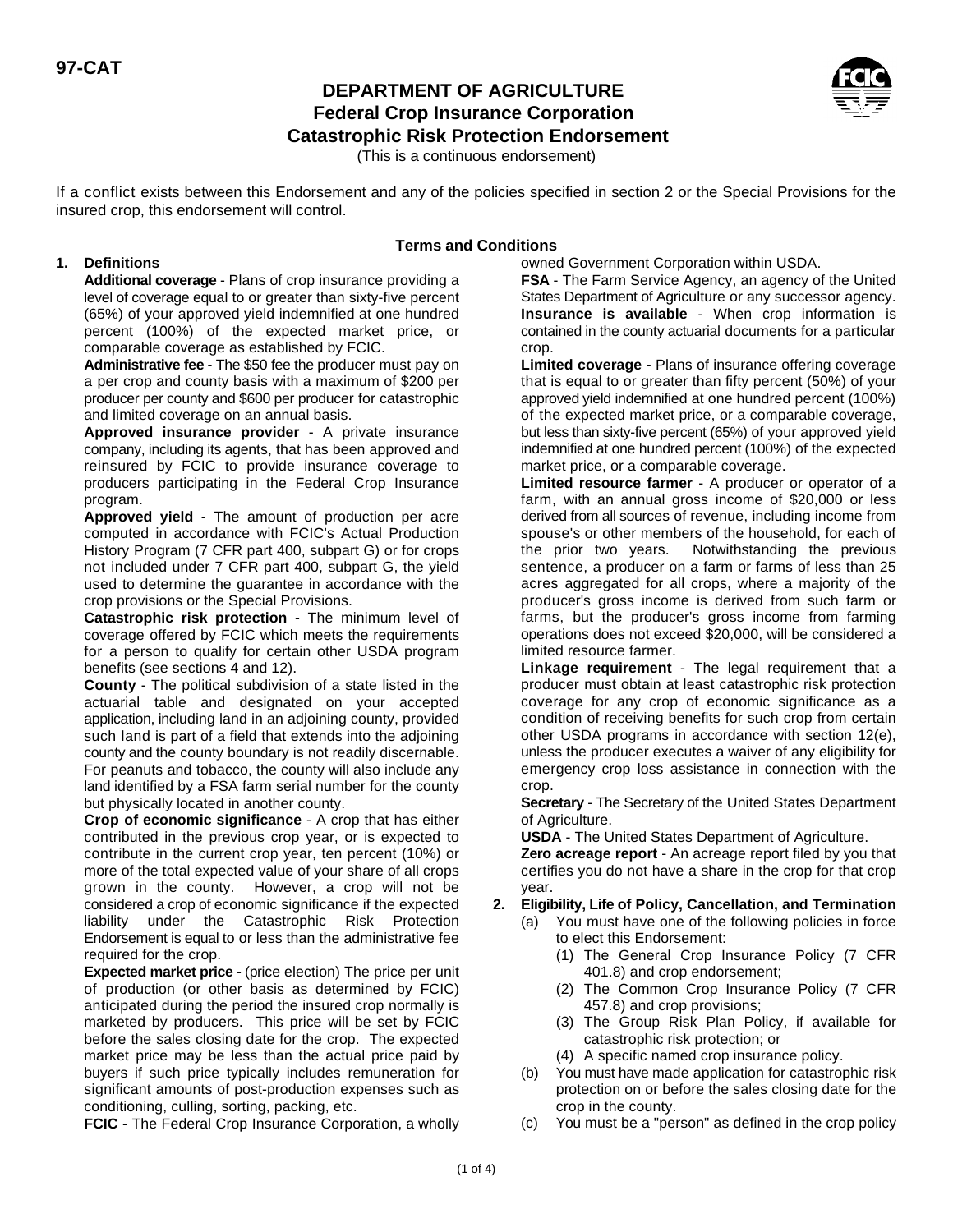**97-CAT**

# DEPARTMENT OF AGRICULTURE
## Federal Crop Insurance Corporation
## Catastrophic Risk Protection Endorsement

(This is a continuous endorsement)

If a conflict exists between this Endorsement and any of the policies specified in section 2 or the Special Provisions for the insured crop, this endorsement will control.

### Terms and Conditions

**1. Definitions**

**Additional coverage** - Plans of crop insurance providing a level of coverage equal to or greater than sixty-five percent (65%) of your approved yield indemnified at one hundred percent (100%) of the expected market price, or comparable coverage as established by FCIC.

**Administrative fee** - The $50 fee the producer must pay on a per crop and county basis with a maximum of $200 per producer per county and $600 per producer for catastrophic and limited coverage on an annual basis.

**Approved insurance provider** - A private insurance company, including its agents, that has been approved and reinsured by FCIC to provide insurance coverage to producers participating in the Federal Crop Insurance program.

**Approved yield** - The amount of production per acre computed in accordance with FCIC's Actual Production History Program (7 CFR part 400, subpart G) or for crops not included under 7 CFR part 400, subpart G, the yield used to determine the guarantee in accordance with the crop provisions or the Special Provisions.

**Catastrophic risk protection** - The minimum level of coverage offered by FCIC which meets the requirements for a person to qualify for certain other USDA program benefits (see sections 4 and 12).

**County** - The political subdivision of a state listed in the actuarial table and designated on your accepted application, including land in an adjoining county, provided such land is part of a field that extends into the adjoining county and the county boundary is not readily discernable. For peanuts and tobacco, the county will also include any land identified by a FSA farm serial number for the county but physically located in another county.

**Crop of economic significance** - A crop that has either contributed in the previous crop year, or is expected to contribute in the current crop year, ten percent (10%) or more of the total expected value of your share of all crops grown in the county. However, a crop will not be considered a crop of economic significance if the expected liability under the Catastrophic Risk Protection Endorsement is equal to or less than the administrative fee required for the crop.

**Expected market price** - (price election) The price per unit of production (or other basis as determined by FCIC) anticipated during the period the insured crop normally is marketed by producers. This price will be set by FCIC before the sales closing date for the crop. The expected market price may be less than the actual price paid by buyers if such price typically includes remuneration for significant amounts of post-production expenses such as conditioning, culling, sorting, packing, etc.

**FCIC** - The Federal Crop Insurance Corporation, a wholly owned Government Corporation within USDA.

**FSA** - The Farm Service Agency, an agency of the United States Department of Agriculture or any successor agency.

**Insurance is available** - When crop information is contained in the county actuarial documents for a particular crop.

**Limited coverage** - Plans of insurance offering coverage that is equal to or greater than fifty percent (50%) of your approved yield indemnified at one hundred percent (100%) of the expected market price, or a comparable coverage, but less than sixty-five percent (65%) of your approved yield indemnified at one hundred percent (100%) of the expected market price, or a comparable coverage.

**Limited resource farmer** - A producer or operator of a farm, with an annual gross income of $20,000 or less derived from all sources of revenue, including income from spouse's or other members of the household, for each of the prior two years. Notwithstanding the previous sentence, a producer on a farm or farms of less than 25 acres aggregated for all crops, where a majority of the producer's gross income is derived from such farm or farms, but the producer's gross income from farming operations does not exceed $20,000, will be considered a limited resource farmer.

**Linkage requirement** - The legal requirement that a producer must obtain at least catastrophic risk protection coverage for any crop of economic significance as a condition of receiving benefits for such crop from certain other USDA programs in accordance with section 12(e), unless the producer executes a waiver of any eligibility for emergency crop loss assistance in connection with the crop.

**Secretary** - The Secretary of the United States Department of Agriculture.

**USDA** - The United States Department of Agriculture.

**Zero acreage report** - An acreage report filed by you that certifies you do not have a share in the crop for that crop year.

**2. Eligibility, Life of Policy, Cancellation, and Termination**

(a) You must have one of the following policies in force to elect this Endorsement:

(1) The General Crop Insurance Policy (7 CFR 401.8) and crop endorsement;

(2) The Common Crop Insurance Policy (7 CFR 457.8) and crop provisions;

(3) The Group Risk Plan Policy, if available for catastrophic risk protection; or

(4) A specific named crop insurance policy.

(b) You must have made application for catastrophic risk protection on or before the sales closing date for the crop in the county.

(c) You must be a "person" as defined in the crop policy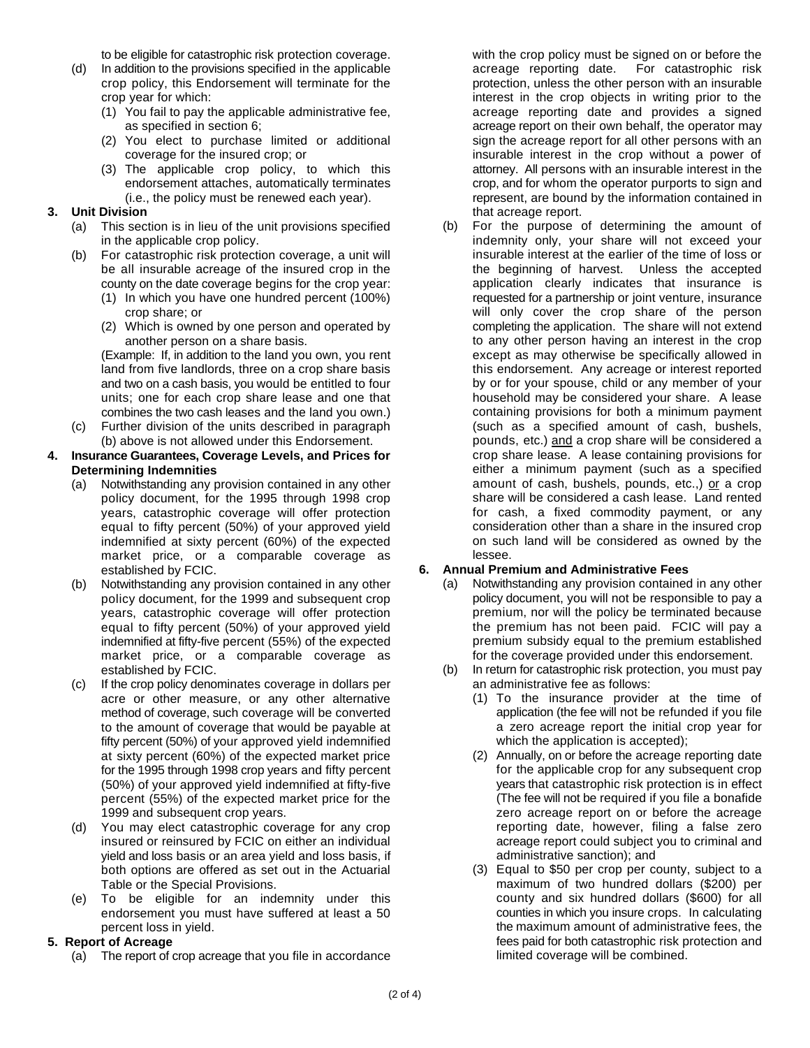to be eligible for catastrophic risk protection coverage.

(d) In addition to the provisions specified in the applicable crop policy, this Endorsement will terminate for the crop year for which:
  (1) You fail to pay the applicable administrative fee, as specified in section 6;
  (2) You elect to purchase limited or additional coverage for the insured crop; or
  (3) The applicable crop policy, to which this endorsement attaches, automatically terminates (i.e., the policy must be renewed each year).

**3. Unit Division**

(a) This section is in lieu of the unit provisions specified in the applicable crop policy.

(b) For catastrophic risk protection coverage, a unit will be all insurable acreage of the insured crop in the county on the date coverage begins for the crop year:
  (1) In which you have one hundred percent (100%) crop share; or
  (2) Which is owned by one person and operated by another person on a share basis.

  (Example: If, in addition to the land you own, you rent land from five landlords, three on a crop share basis and two on a cash basis, you would be entitled to four units; one for each crop share lease and one that combines the two cash leases and the land you own.)

(c) Further division of the units described in paragraph (b) above is not allowed under this Endorsement.

**4. Insurance Guarantees, Coverage Levels, and Prices for Determining Indemnities**

(a) Notwithstanding any provision contained in any other policy document, for the 1995 through 1998 crop years, catastrophic coverage will offer protection equal to fifty percent (50%) of your approved yield indemnified at sixty percent (60%) of the expected market price, or a comparable coverage as established by FCIC.

(b) Notwithstanding any provision contained in any other policy document, for the 1999 and subsequent crop years, catastrophic coverage will offer protection equal to fifty percent (50%) of your approved yield indemnified at fifty-five percent (55%) of the expected market price, or a comparable coverage as established by FCIC.

(c) If the crop policy denominates coverage in dollars per acre or other measure, or any other alternative method of coverage, such coverage will be converted to the amount of coverage that would be payable at fifty percent (50%) of your approved yield indemnified at sixty percent (60%) of the expected market price for the 1995 through 1998 crop years and fifty percent (50%) of your approved yield indemnified at fifty-five percent (55%) of the expected market price for the 1999 and subsequent crop years.

(d) You may elect catastrophic coverage for any crop insured or reinsured by FCIC on either an individual yield and loss basis or an area yield and loss basis, if both options are offered as set out in the Actuarial Table or the Special Provisions.

(e) To be eligible for an indemnity under this endorsement you must have suffered at least a 50 percent loss in yield.

**5. Report of Acreage**

(a) The report of crop acreage that you file in accordance with the crop policy must be signed on or before the acreage reporting date. For catastrophic risk protection, unless the other person with an insurable interest in the crop objects in writing prior to the acreage reporting date and provides a signed acreage report on their own behalf, the operator may sign the acreage report for all other persons with an insurable interest in the crop without a power of attorney. All persons with an insurable interest in the crop, and for whom the operator purports to sign and represent, are bound by the information contained in that acreage report.

(b) For the purpose of determining the amount of indemnity only, your share will not exceed your insurable interest at the earlier of the time of loss or the beginning of harvest. Unless the accepted application clearly indicates that insurance is requested for a partnership or joint venture, insurance will only cover the crop share of the person completing the application. The share will not extend to any other person having an interest in the crop except as may otherwise be specifically allowed in this endorsement. Any acreage or interest reported by or for your spouse, child or any member of your household may be considered your share. A lease containing provisions for both a minimum payment (such as a specified amount of cash, bushels, pounds, etc.) <u>and</u> a crop share will be considered a crop share lease. A lease containing provisions for either a minimum payment (such as a specified amount of cash, bushels, pounds, etc.,) <u>or</u> a crop share will be considered a cash lease. Land rented for cash, a fixed commodity payment, or any consideration other than a share in the insured crop on such land will be considered as owned by the lessee.

**6. Annual Premium and Administrative Fees**

(a) Notwithstanding any provision contained in any other policy document, you will not be responsible to pay a premium, nor will the policy be terminated because the premium has not been paid. FCIC will pay a premium subsidy equal to the premium established for the coverage provided under this endorsement.

(b) In return for catastrophic risk protection, you must pay an administrative fee as follows:
  (1) To the insurance provider at the time of application (the fee will not be refunded if you file a zero acreage report the initial crop year for which the application is accepted);
  (2) Annually, on or before the acreage reporting date for the applicable crop for any subsequent crop years that catastrophic risk protection is in effect (The fee will not be required if you file a bonafide zero acreage report on or before the acreage reporting date, however, filing a false zero acreage report could subject you to criminal and administrative sanction); and
  (3) Equal to $50 per crop per county, subject to a maximum of two hundred dollars ($200) per county and six hundred dollars ($600) for all counties in which you insure crops. In calculating the maximum amount of administrative fees, the fees paid for both catastrophic risk protection and limited coverage will be combined.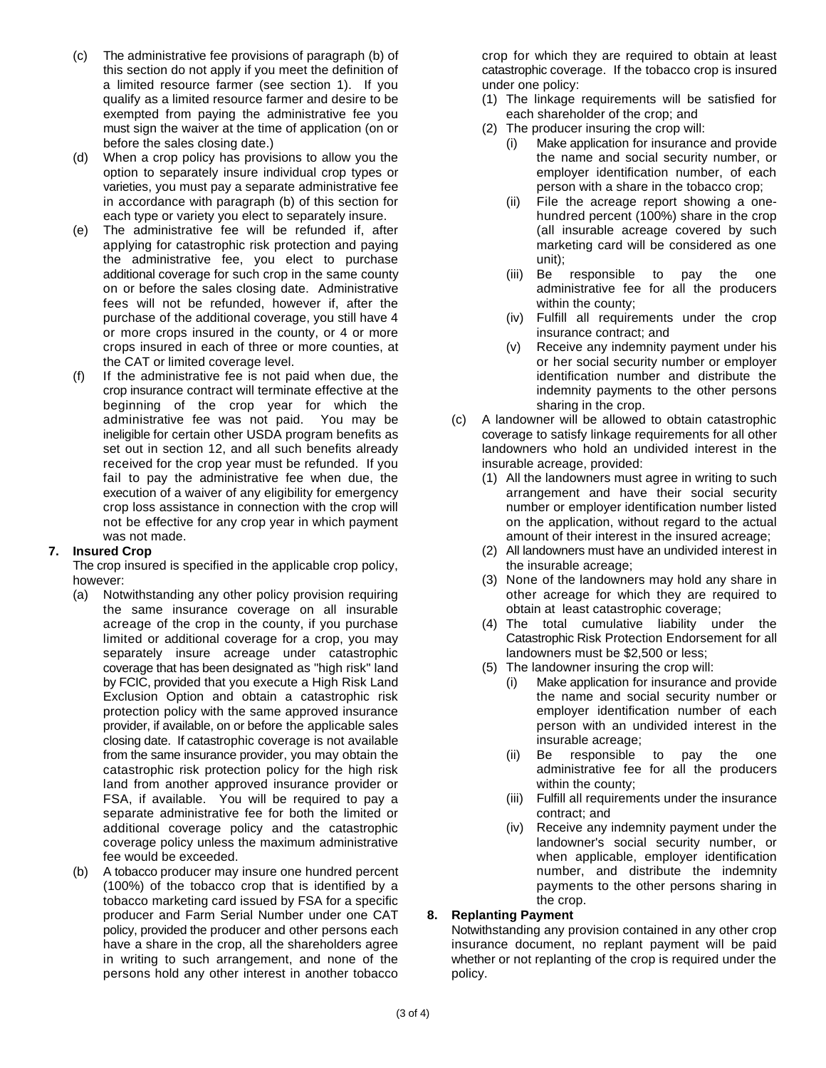(c) The administrative fee provisions of paragraph (b) of this section do not apply if you meet the definition of a limited resource farmer (see section 1). If you qualify as a limited resource farmer and desire to be exempted from paying the administrative fee you must sign the waiver at the time of application (on or before the sales closing date.)

(d) When a crop policy has provisions to allow you the option to separately insure individual crop types or varieties, you must pay a separate administrative fee in accordance with paragraph (b) of this section for each type or variety you elect to separately insure.

(e) The administrative fee will be refunded if, after applying for catastrophic risk protection and paying the administrative fee, you elect to purchase additional coverage for such crop in the same county on or before the sales closing date. Administrative fees will not be refunded, however if, after the purchase of the additional coverage, you still have 4 or more crops insured in the county, or 4 or more crops insured in each of three or more counties, at the CAT or limited coverage level.

(f) If the administrative fee is not paid when due, the crop insurance contract will terminate effective at the beginning of the crop year for which the administrative fee was not paid. You may be ineligible for certain other USDA program benefits as set out in section 12, and all such benefits already received for the crop year must be refunded. If you fail to pay the administrative fee when due, the execution of a waiver of any eligibility for emergency crop loss assistance in connection with the crop will not be effective for any crop year in which payment was not made.

**7. Insured Crop**

The crop insured is specified in the applicable crop policy, however:

(a) Notwithstanding any other policy provision requiring the same insurance coverage on all insurable acreage of the crop in the county, if you purchase limited or additional coverage for a crop, you may separately insure acreage under catastrophic coverage that has been designated as "high risk" land by FCIC, provided that you execute a High Risk Land Exclusion Option and obtain a catastrophic risk protection policy with the same approved insurance provider, if available, on or before the applicable sales closing date. If catastrophic coverage is not available from the same insurance provider, you may obtain the catastrophic risk protection policy for the high risk land from another approved insurance provider or FSA, if available. You will be required to pay a separate administrative fee for both the limited or additional coverage policy and the catastrophic coverage policy unless the maximum administrative fee would be exceeded.

(b) A tobacco producer may insure one hundred percent (100%) of the tobacco crop that is identified by a tobacco marketing card issued by FSA for a specific producer and Farm Serial Number under one CAT policy, provided the producer and other persons each have a share in the crop, all the shareholders agree in writing to such arrangement, and none of the persons hold any other interest in another tobacco crop for which they are required to obtain at least catastrophic coverage. If the tobacco crop is insured under one policy:

(1) The linkage requirements will be satisfied for each shareholder of the crop; and

(2) The producer insuring the crop will:

(i) Make application for insurance and provide the name and social security number, or employer identification number, of each person with a share in the tobacco crop;

(ii) File the acreage report showing a one-hundred percent (100%) share in the crop (all insurable acreage covered by such marketing card will be considered as one unit);

(iii) Be responsible to pay the one administrative fee for all the producers within the county;

(iv) Fulfill all requirements under the crop insurance contract; and

(v) Receive any indemnity payment under his or her social security number or employer identification number and distribute the indemnity payments to the other persons sharing in the crop.

(c) A landowner will be allowed to obtain catastrophic coverage to satisfy linkage requirements for all other landowners who hold an undivided interest in the insurable acreage, provided:

(1) All the landowners must agree in writing to such arrangement and have their social security number or employer identification number listed on the application, without regard to the actual amount of their interest in the insured acreage;

(2) All landowners must have an undivided interest in the insurable acreage;

(3) None of the landowners may hold any share in other acreage for which they are required to obtain at least catastrophic coverage;

(4) The total cumulative liability under the Catastrophic Risk Protection Endorsement for all landowners must be $2,500 or less;

(5) The landowner insuring the crop will:

(i) Make application for insurance and provide the name and social security number or employer identification number of each person with an undivided interest in the insurable acreage;

(ii) Be responsible to pay the one administrative fee for all the producers within the county;

(iii) Fulfill all requirements under the insurance contract; and

(iv) Receive any indemnity payment under the landowner's social security number, or when applicable, employer identification number, and distribute the indemnity payments to the other persons sharing in the crop.

**8. Replanting Payment**

Notwithstanding any provision contained in any other crop insurance document, no replant payment will be paid whether or not replanting of the crop is required under the policy.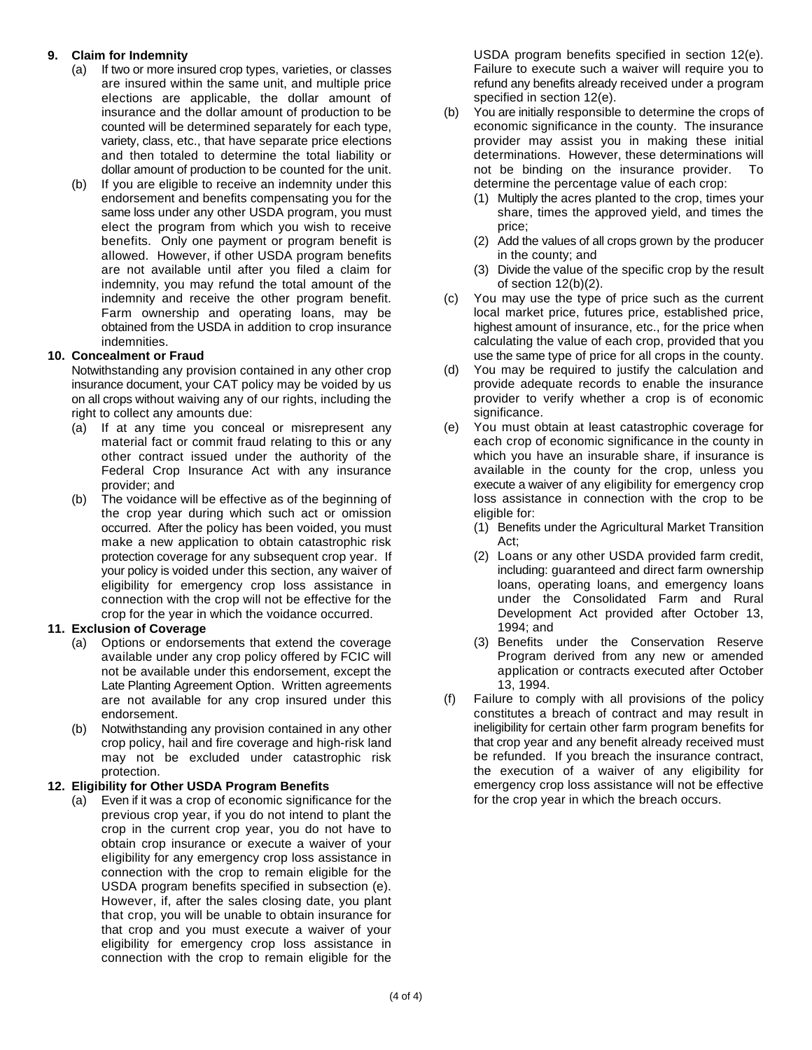**9. Claim for Indemnity**

(a) If two or more insured crop types, varieties, or classes are insured within the same unit, and multiple price elections are applicable, the dollar amount of insurance and the dollar amount of production to be counted will be determined separately for each type, variety, class, etc., that have separate price elections and then totaled to determine the total liability or dollar amount of production to be counted for the unit.

(b) If you are eligible to receive an indemnity under this endorsement and benefits compensating you for the same loss under any other USDA program, you must elect the program from which you wish to receive benefits. Only one payment or program benefit is allowed. However, if other USDA program benefits are not available until after you filed a claim for indemnity, you may refund the total amount of the indemnity and receive the other program benefit. Farm ownership and operating loans, may be obtained from the USDA in addition to crop insurance indemnities.

**10. Concealment or Fraud**

Notwithstanding any provision contained in any other crop insurance document, your CAT policy may be voided by us on all crops without waiving any of our rights, including the right to collect any amounts due:

(a) If at any time you conceal or misrepresent any material fact or commit fraud relating to this or any other contract issued under the authority of the Federal Crop Insurance Act with any insurance provider; and

(b) The voidance will be effective as of the beginning of the crop year during which such act or omission occurred. After the policy has been voided, you must make a new application to obtain catastrophic risk protection coverage for any subsequent crop year. If your policy is voided under this section, any waiver of eligibility for emergency crop loss assistance in connection with the crop will not be effective for the crop for the year in which the voidance occurred.

**11. Exclusion of Coverage**

(a) Options or endorsements that extend the coverage available under any crop policy offered by FCIC will not be available under this endorsement, except the Late Planting Agreement Option. Written agreements are not available for any crop insured under this endorsement.

(b) Notwithstanding any provision contained in any other crop policy, hail and fire coverage and high-risk land may not be excluded under catastrophic risk protection.

**12. Eligibility for Other USDA Program Benefits**

(a) Even if it was a crop of economic significance for the previous crop year, if you do not intend to plant the crop in the current crop year, you do not have to obtain crop insurance or execute a waiver of your eligibility for any emergency crop loss assistance in connection with the crop to remain eligible for the USDA program benefits specified in subsection (e). However, if, after the sales closing date, you plant that crop, you will be unable to obtain insurance for that crop and you must execute a waiver of your eligibility for emergency crop loss assistance in connection with the crop to remain eligible for the USDA program benefits specified in section 12(e). Failure to execute such a waiver will require you to refund any benefits already received under a program specified in section 12(e).

(b) You are initially responsible to determine the crops of economic significance in the county. The insurance provider may assist you in making these initial determinations. However, these determinations will not be binding on the insurance provider. To determine the percentage value of each crop:

(1) Multiply the acres planted to the crop, times your share, times the approved yield, and times the price;

(2) Add the values of all crops grown by the producer in the county; and

(3) Divide the value of the specific crop by the result of section 12(b)(2).

(c) You may use the type of price such as the current local market price, futures price, established price, highest amount of insurance, etc., for the price when calculating the value of each crop, provided that you use the same type of price for all crops in the county.

(d) You may be required to justify the calculation and provide adequate records to enable the insurance provider to verify whether a crop is of economic significance.

(e) You must obtain at least catastrophic coverage for each crop of economic significance in the county in which you have an insurable share, if insurance is available in the county for the crop, unless you execute a waiver of any eligibility for emergency crop loss assistance in connection with the crop to be eligible for:

(1) Benefits under the Agricultural Market Transition Act;

(2) Loans or any other USDA provided farm credit, including: guaranteed and direct farm ownership loans, operating loans, and emergency loans under the Consolidated Farm and Rural Development Act provided after October 13, 1994; and

(3) Benefits under the Conservation Reserve Program derived from any new or amended application or contracts executed after October 13, 1994.

(f) Failure to comply with all provisions of the policy constitutes a breach of contract and may result in ineligibility for certain other farm program benefits for that crop year and any benefit already received must be refunded. If you breach the insurance contract, the execution of a waiver of any eligibility for emergency crop loss assistance will not be effective for the crop year in which the breach occurs.